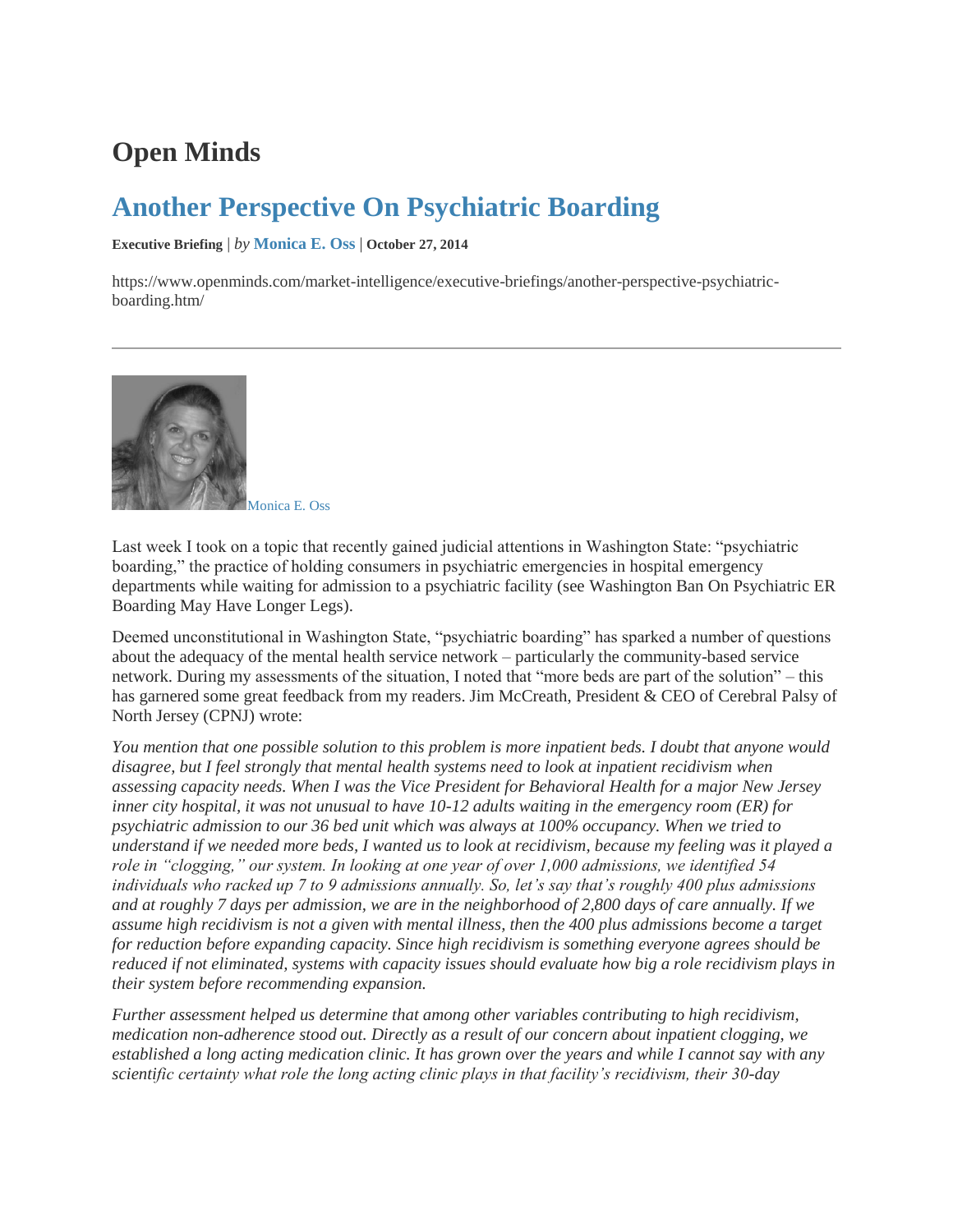# Open Minds

## Another Perspective On Psychiatric Boarding

**Executive Briefing** | *by* **Monica E. Oss** | **October 27, 2014**

https://www.openminds.com/market-intelligence/executive-briefings/another-perspective-psychiatric-boarding.htm/

---

Monica E. Oss

Last week I took on a topic that recently gained judicial attentions in Washington State: "psychiatric boarding," the practice of holding consumers in psychiatric emergencies in hospital emergency departments while waiting for admission to a psychiatric facility (see Washington Ban On Psychiatric ER Boarding May Have Longer Legs).

Deemed unconstitutional in Washington State, "psychiatric boarding" has sparked a number of questions about the adequacy of the mental health service network – particularly the community-based service network. During my assessments of the situation, I noted that "more beds are part of the solution" – this has garnered some great feedback from my readers. Jim McCreath, President & CEO of Cerebral Palsy of North Jersey (CPNJ) wrote:

*You mention that one possible solution to this problem is more inpatient beds. I doubt that anyone would disagree, but I feel strongly that mental health systems need to look at inpatient recidivism when assessing capacity needs. When I was the Vice President for Behavioral Health for a major New Jersey inner city hospital, it was not unusual to have 10-12 adults waiting in the emergency room (ER) for psychiatric admission to our 36 bed unit which was always at 100% occupancy. When we tried to understand if we needed more beds, I wanted us to look at recidivism, because my feeling was it played a role in "clogging," our system. In looking at one year of over 1,000 admissions, we identified 54 individuals who racked up 7 to 9 admissions annually. So, let's say that's roughly 400 plus admissions and at roughly 7 days per admission, we are in the neighborhood of 2,800 days of care annually. If we assume high recidivism is not a given with mental illness, then the 400 plus admissions become a target for reduction before expanding capacity. Since high recidivism is something everyone agrees should be reduced if not eliminated, systems with capacity issues should evaluate how big a role recidivism plays in their system before recommending expansion.*

*Further assessment helped us determine that among other variables contributing to high recidivism, medication non-adherence stood out. Directly as a result of our concern about inpatient clogging, we established a long acting medication clinic. It has grown over the years and while I cannot say with any scientific certainty what role the long acting clinic plays in that facility's recidivism, their 30-day*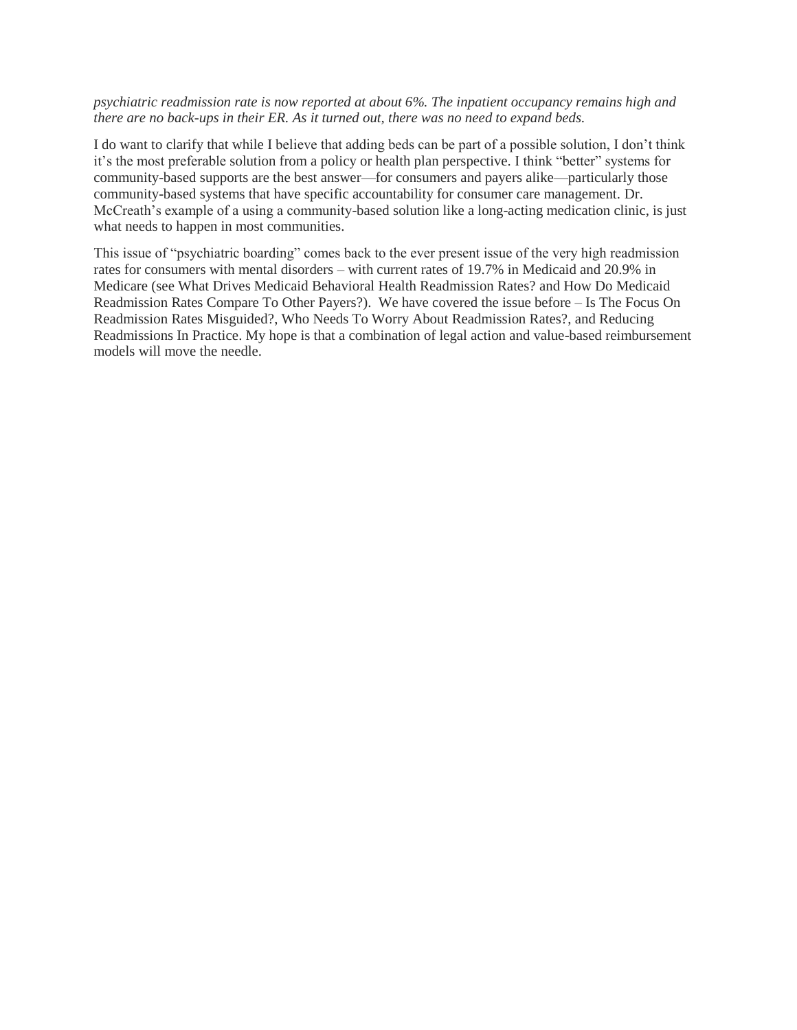*psychiatric readmission rate is now reported at about 6%. The inpatient occupancy remains high and there are no back-ups in their ER. As it turned out, there was no need to expand beds.*

I do want to clarify that while I believe that adding beds can be part of a possible solution, I don't think it's the most preferable solution from a policy or health plan perspective. I think "better" systems for community-based supports are the best answer—for consumers and payers alike—particularly those community-based systems that have specific accountability for consumer care management. Dr. McCreath's example of a using a community-based solution like a long-acting medication clinic, is just what needs to happen in most communities.

This issue of "psychiatric boarding" comes back to the ever present issue of the very high readmission rates for consumers with mental disorders – with current rates of 19.7% in Medicaid and 20.9% in Medicare (see What Drives Medicaid Behavioral Health Readmission Rates? and How Do Medicaid Readmission Rates Compare To Other Payers?). We have covered the issue before – Is The Focus On Readmission Rates Misguided?, Who Needs To Worry About Readmission Rates?, and Reducing Readmissions In Practice. My hope is that a combination of legal action and value-based reimbursement models will move the needle.